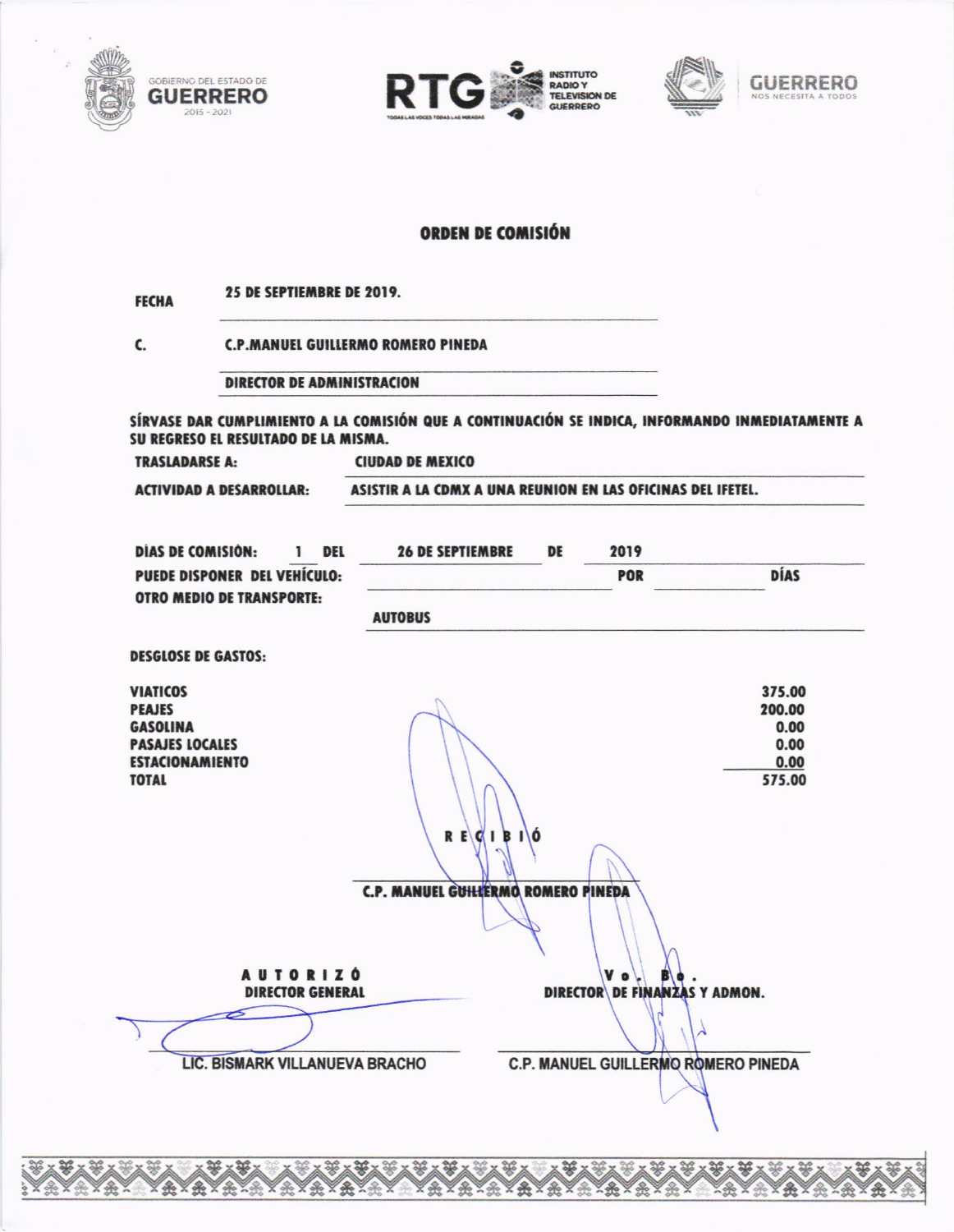GOBIERNO DEL ESTADO DE **GUERRERO** 2015 - 2021

**RTG** INSTITUTO RADIO Y TELEVISION DE GUERRERO

TODAS LAS VOCES TODAS LAS MIRADAS

**GUERRERO** NOS NECESITA A TODOS

# ORDEN DE COMISIÓN

**FECHA** **25 DE SEPTIEMBRE DE 2019.**

**C.** **C.P.MANUEL GUILLERMO ROMERO PINEDA**

**DIRECTOR DE ADMINISTRACION**

**SÍRVASE DAR CUMPLIMIENTO A LA COMISIÓN QUE A CONTINUACIÓN SE INDICA, INFORMANDO INMEDIATAMENTE A SU REGRESO EL RESULTADO DE LA MISMA.**

**TRASLADARSE A:** **CIUDAD DE MEXICO**

**ACTIVIDAD A DESARROLLAR:** **ASISTIR A LA CDMX A UNA REUNION EN LAS OFICINAS DEL IFETEL.**

**DIAS DE COMISIÓN:** **1** **DEL** **26 DE SEPTIEMBRE** **DE** **2019**

**PUEDE DISPONER DEL VEHÍCULO:** ______ **POR** ______ **DÍAS**

**OTRO MEDIO DE TRANSPORTE:**

**AUTOBUS**

**DESGLOSE DE GASTOS:**

| | |
|---|---|
| **VIATICOS** | **375.00** |
| **PEAJES** | **200.00** |
| **GASOLINA** | **0.00** |
| **PASAJES LOCALES** | **0.00** |
| **ESTACIONAMIENTO** | **0.00** |
| **TOTAL** | **575.00** |

**R E C I B I Ó**

**C.P. MANUEL GUILLERMO ROMERO PINEDA**

**A U T O R I Z Ó**
**DIRECTOR GENERAL**

LIC. BISMARK VILLANUEVA BRACHO

**V o . B o .**
**DIRECTOR DE FINANZAS Y ADMON.**

C.P. MANUEL GUILLERMO ROMERO PINEDA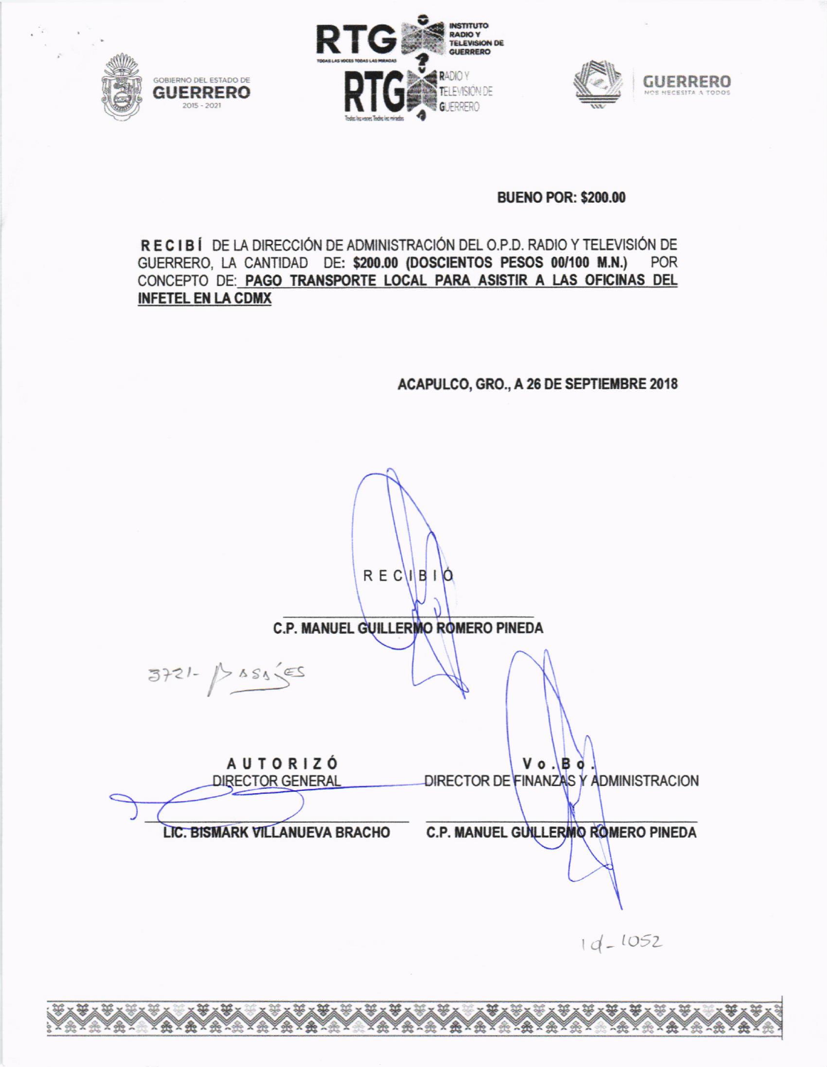GOBIERNO DEL ESTADO DE GUERRERO 2015 - 2021

RTG INSTITUTO RADIO Y TELEVISION DE GUERRERO — TODAS LAS VOCES TODAS LAS MIRADAS

RTG RADIO Y TELEVISIÓN DE GUERRERO — Todas las voces Todas las miradas

GUERRERO NOS NECESITA A TODOS

**BUENO POR: $200.00**

**R E C I B Í** DE LA DIRECCIÓN DE ADMINISTRACIÓN DEL O.P.D. RADIO Y TELEVISIÓN DE GUERRERO, LA CANTIDAD DE: **$200.00 (DOSCIENTOS PESOS 00/100 M.N.)** POR CONCEPTO DE: **PAGO TRANSPORTE LOCAL PARA ASISTIR A LAS OFICINAS DEL INFETEL EN LA CDMX**

**ACAPULCO, GRO., A 26 DE SEPTIEMBRE 2018**

R E C I B I Ó

**C.P. MANUEL GUILLERMO ROMERO PINEDA**

3721- Pasajes

| **A U T O R I Z Ó** | **V o . B o .** |
|---|---|
| DIRECTOR GENERAL | DIRECTOR DE FINANZAS Y ADMINISTRACION |
| **LIC. BISMARK VILLANUEVA BRACHO** | **C.P. MANUEL GUILLERMO ROMERO PINEDA** |

1d-1052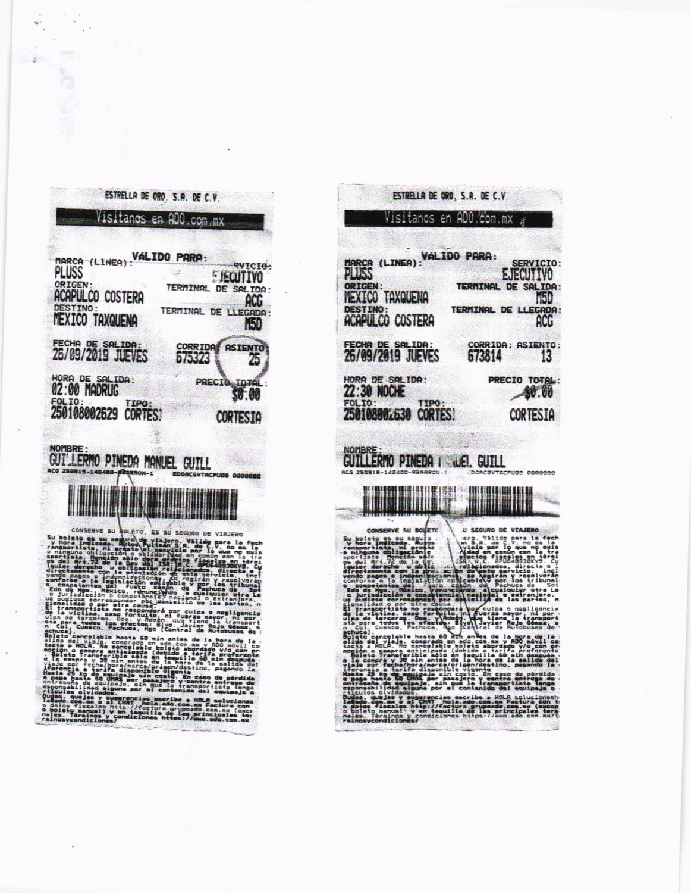**ESTRELLA DE ORO, S.A. DE C.V.**

Visítanos en ADO.com.mx

**VALIDO PARA:**

MARCA (LINEA): PLUSS
SERVICIO: EJECUTIVO

ORIGEN: ACAPULCO COSTERA
TERMINAL DE SALIDA: ACG

DESTINO: MEXICO TAXQUENA
TERMINAL DE LLEGADA: M5D

FECHA DE SALIDA: 26/09/2019 JUEVES
CORRIDA: 675323
ASIENTO: 25

HORA DE SALIDA: 02:00 MADRUG
PRECIO TOTAL: $0.00

FOLIO: 250108002629
TIPO: CORTESI
CORTESIA

NOMBRE: GUILLERMO PINEDA MANUEL GUILL

ACG 250919-140400-RBARRON-1 EDOACGVTACPUOS 0000000

CONSERVE SU BOLETO, ES SU SEGURO DE VIAJERO

Su boleto es su seguro de viajero. Válido para la fecha y hora indicada. Autos Pullman S.A. de C.V. no es la transportista, ni presta el servicio por lo que no existe ninguna obligación o solidaridad en común con la transportista. Mención sólo para efectos fiscales en términos del Art. 72 de la Ley del ISR. R.F.C. APU640930KV9. Cualquier derecho u obligación relacionados, directa o indirectamente con la prestación de este servicio, incluyendo pagos e indemnizaciones, se regirán y resolverán conforme a la legislación aplicable y por los tribunales competentes del fuero común de Pachuca de Soto, Edo de Hgo. México, renunciando a cualquier otra Ley o jurisdicción o competencia nacional o extranjera, que pudiese corresponder por domicilio de las partes, nacionalidad o por otra causa.
El transportista no responderá por culpa o negligencia de la víctima, caso fortuito, ni fuerza mayor, ni por culpa de terceros. Dom. y Admón. que tiene la transportista para todos los efectos: Blvd. Javier Rojo Gómez, s/n Col. Cuesco, Pachuca, Hgo (Central de Autobuses de Pachuca).
Boleto cancelable hasta 60 min antes de la hora de la salida del viaje, comprado en ado.com.mx y ADO móvil contacto a HOLA. No cancelable boleto abordado y/o con promoción o compra anticipada (debido a tarifa preferente). Boleto Transferible sólo en taquilla 60 min después de la compra y 30 min antes de la hora de la salida del viaje por fecha/hora/marca/origen/destino, pagando la diferencia a tarifa disponible vigente.
Hasta 25 kg de equipaje sin costo. En caso de pérdida o daño se paga hasta 50 UMAS por pasajero y contra entrega de contraseña de equipaje, sin que la transportista tenga responsabilidad alguna por el contenido del equipaje o artículos olvidados.
Dudas, quejas y sugerencias escribe a HOLA soluciones@ado.com.mx o al CHAT hola.ado.com.mx Factura con tus datos fiscales http://factura.grupoado.com.mx (excepto boleto manual) y en taquilla de las principales terminales. Términos y condiciones https://www.ado.com.mx/terminosycondiciones/

---

**ESTRELLA DE ORO, S.A. DE C.V**

Visítanos en ADO.com.mx

**VALIDO PARA:**

MARCA (LINEA): PLUSS
SERVICIO: EJECUTIVO

ORIGEN: MEXICO TAXQUENA
TERMINAL DE SALIDA: M5D

DESTINO: ACAPULCO COSTERA
TERMINAL DE LLEGADA: ACG

FECHA DE SALIDA: 26/09/2019 JUEVES
CORRIDA: 673814
ASIENTO: 13

HORA DE SALIDA: 22:30 NOCHE
PRECIO TOTAL: $0.00

FOLIO: 250108002630
TIPO: CORTESI
CORTESIA

NOMBRE: GUILLERMO PINEDA MANUEL GUILL

ACG 250919-140400-RBARRON-1 EDOACGVTACPUOS 0000000

CONSERVE SU BOLETO, ES SU SEGURO DE VIAJERO

Su boleto es su seguro de viajero. Válido para la fecha y hora indicada. Autos Pullman S.A. de C.V. no es la transportista, ni presta el servicio por lo que no existe ninguna obligación o solidaridad en común con la transportista. Mención sólo para efectos fiscales en términos del Art. 72 de la Ley del ISR. R.F.C. APU640930KV9. Cualquier derecho u obligación relacionados, directa o indirectamente con la prestación de este servicio, incluyendo pagos e indemnizaciones, se regirán y resolverán conforme a la legislación aplicable y por los tribunales competentes del fuero común de Pachuca de Soto, Edo de Hgo. México, renunciando a cualquier otra Ley o jurisdicción o competencia nacional o extranjera, que pudiese corresponder por domicilio de las partes, nacionalidad o por otra causa.
El transportista no responderá por culpa o negligencia de la víctima, caso fortuito, ni fuerza mayor, ni por culpa de terceros. Dom. y Admón. que tiene la transportista para todos los efectos: Blvd. Javier Rojo Gómez, s/n Col. Cuesco, Pachuca, Hgo (Central de Autobuses de Pachuca).
Boleto cancelable hasta 60 min antes de la hora de la salida del viaje, comprado en ado.com.mx y ADO móvil contacto a HOLA. No cancelable boleto abordado y/o con promoción o compra anticipada (debido a tarifa preferente). Boleto Transferible sólo en taquilla 60 min después de la compra y 30 min antes de la hora de la salida del viaje por fecha/hora/marca/origen/destino, pagando la diferencia a tarifa disponible vigente.
Hasta 25 kg de equipaje sin costo. En caso de pérdida o daño se paga hasta 50 UMAS por pasajero y contra entrega de contraseña de equipaje, sin que la transportista tenga responsabilidad alguna por el contenido del equipaje o artículos olvidados.
Dudas, quejas y sugerencias escribe a HOLA soluciones@ado.com.mx o al CHAT hola.ado.com.mx Factura con tus datos fiscales http://factura.grupoado.com.mx (excepto boleto manual) y en taquilla de las principales terminales. Términos y condiciones https://www.ado.com.mx/terminosycondiciones/